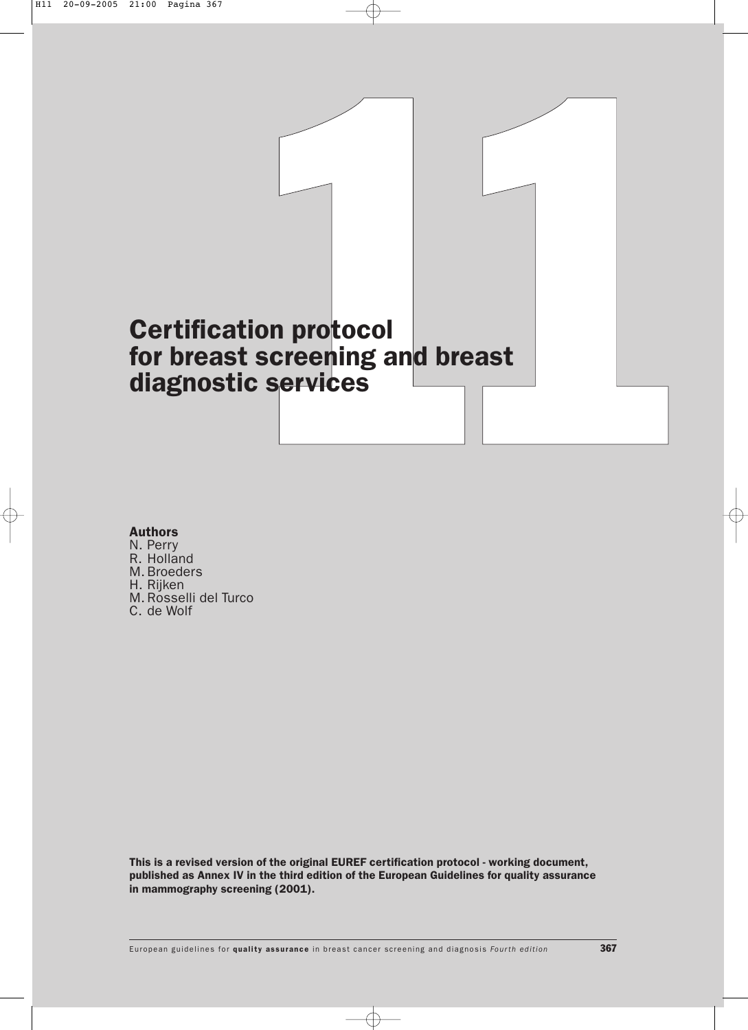# 11

# Certification protocol for breast screening and breast diagnostic services

**Authors**

N. Perry
R. Holland
M. Broeders
H. Rijken
M. Rosselli del Turco
C. de Wolf

**This is a revised version of the original EUREF certification protocol - working document, published as Annex IV in the third edition of the European Guidelines for quality assurance in mammography screening (2001).**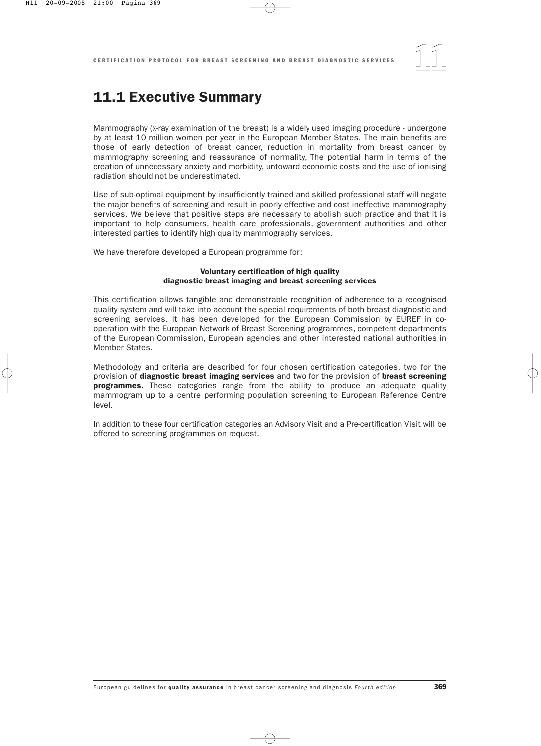# 11.1 Executive Summary

Mammography (x-ray examination of the breast) is a widely used imaging procedure - undergone by at least 10 million women per year in the European Member States. The main benefits are those of early detection of breast cancer, reduction in mortality from breast cancer by mammography screening and reassurance of normality. The potential harm in terms of the creation of unnecessary anxiety and morbidity, untoward economic costs and the use of ionising radiation should not be underestimated.

Use of sub-optimal equipment by insufficiently trained and skilled professional staff will negate the major benefits of screening and result in poorly effective and cost ineffective mammography services. We believe that positive steps are necessary to abolish such practice and that it is important to help consumers, health care professionals, government authorities and other interested parties to identify high quality mammography services.

We have therefore developed a European programme for:

**Voluntary certification of high quality diagnostic breast imaging and breast screening services**

This certification allows tangible and demonstrable recognition of adherence to a recognised quality system and will take into account the special requirements of both breast diagnostic and screening services. It has been developed for the European Commission by EUREF in co-operation with the European Network of Breast Screening programmes, competent departments of the European Commission, European agencies and other interested national authorities in Member States.

Methodology and criteria are described for four chosen certification categories, two for the provision of **diagnostic breast imaging services** and two for the provision of **breast screening programmes.** These categories range from the ability to produce an adequate quality mammogram up to a centre performing population screening to European Reference Centre level.

In addition to these four certification categories an Advisory Visit and a Pre-certification Visit will be offered to screening programmes on request.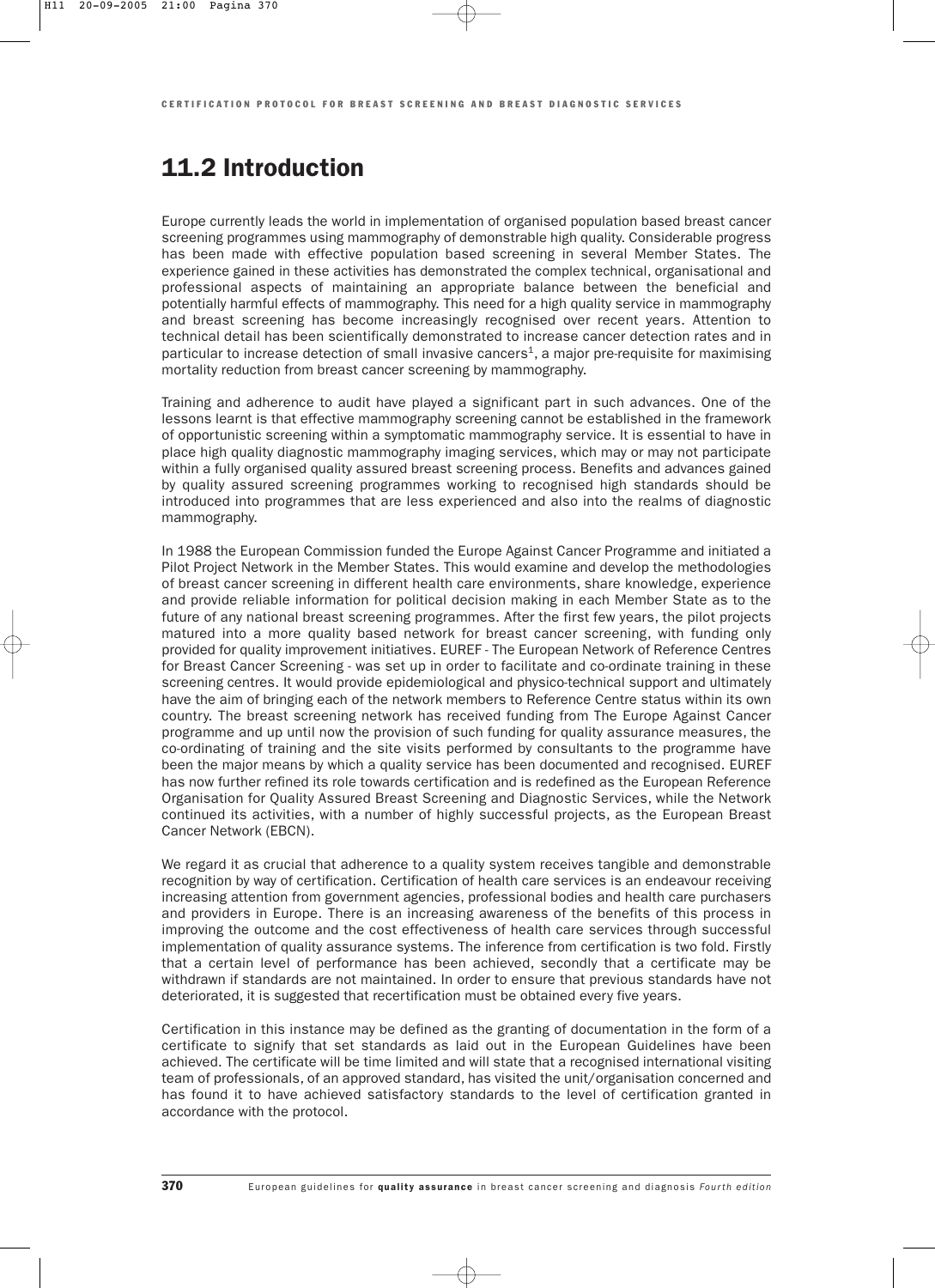# 11.2 Introduction

Europe currently leads the world in implementation of organised population based breast cancer screening programmes using mammography of demonstrable high quality. Considerable progress has been made with effective population based screening in several Member States. The experience gained in these activities has demonstrated the complex technical, organisational and professional aspects of maintaining an appropriate balance between the beneficial and potentially harmful effects of mammography. This need for a high quality service in mammography and breast screening has become increasingly recognised over recent years. Attention to technical detail has been scientifically demonstrated to increase cancer detection rates and in particular to increase detection of small invasive cancers[1], a major pre-requisite for maximising mortality reduction from breast cancer screening by mammography.

Training and adherence to audit have played a significant part in such advances. One of the lessons learnt is that effective mammography screening cannot be established in the framework of opportunistic screening within a symptomatic mammography service. It is essential to have in place high quality diagnostic mammography imaging services, which may or may not participate within a fully organised quality assured breast screening process. Benefits and advances gained by quality assured screening programmes working to recognised high standards should be introduced into programmes that are less experienced and also into the realms of diagnostic mammography.

In 1988 the European Commission funded the Europe Against Cancer Programme and initiated a Pilot Project Network in the Member States. This would examine and develop the methodologies of breast cancer screening in different health care environments, share knowledge, experience and provide reliable information for political decision making in each Member State as to the future of any national breast screening programmes. After the first few years, the pilot projects matured into a more quality based network for breast cancer screening, with funding only provided for quality improvement initiatives. EUREF - The European Network of Reference Centres for Breast Cancer Screening - was set up in order to facilitate and co-ordinate training in these screening centres. It would provide epidemiological and physico-technical support and ultimately have the aim of bringing each of the network members to Reference Centre status within its own country. The breast screening network has received funding from The Europe Against Cancer programme and up until now the provision of such funding for quality assurance measures, the co-ordinating of training and the site visits performed by consultants to the programme have been the major means by which a quality service has been documented and recognised. EUREF has now further refined its role towards certification and is redefined as the European Reference Organisation for Quality Assured Breast Screening and Diagnostic Services, while the Network continued its activities, with a number of highly successful projects, as the European Breast Cancer Network (EBCN).

We regard it as crucial that adherence to a quality system receives tangible and demonstrable recognition by way of certification. Certification of health care services is an endeavour receiving increasing attention from government agencies, professional bodies and health care purchasers and providers in Europe. There is an increasing awareness of the benefits of this process in improving the outcome and the cost effectiveness of health care services through successful implementation of quality assurance systems. The inference from certification is two fold. Firstly that a certain level of performance has been achieved, secondly that a certificate may be withdrawn if standards are not maintained. In order to ensure that previous standards have not deteriorated, it is suggested that recertification must be obtained every five years.

Certification in this instance may be defined as the granting of documentation in the form of a certificate to signify that set standards as laid out in the European Guidelines have been achieved. The certificate will be time limited and will state that a recognised international visiting team of professionals, of an approved standard, has visited the unit/organisation concerned and has found it to have achieved satisfactory standards to the level of certification granted in accordance with the protocol.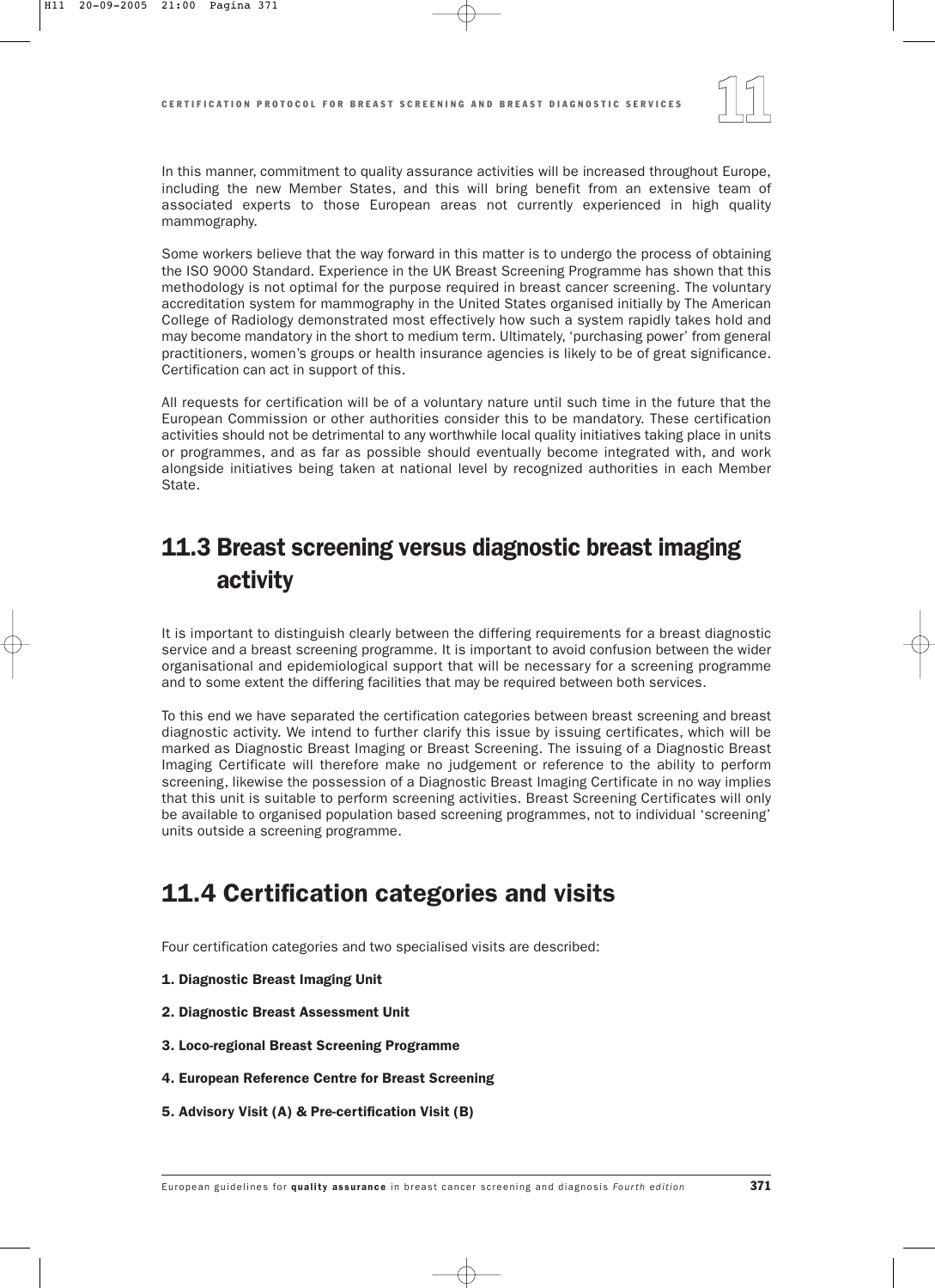In this manner, commitment to quality assurance activities will be increased throughout Europe, including the new Member States, and this will bring benefit from an extensive team of associated experts to those European areas not currently experienced in high quality mammography.

Some workers believe that the way forward in this matter is to undergo the process of obtaining the ISO 9000 Standard. Experience in the UK Breast Screening Programme has shown that this methodology is not optimal for the purpose required in breast cancer screening. The voluntary accreditation system for mammography in the United States organised initially by The American College of Radiology demonstrated most effectively how such a system rapidly takes hold and may become mandatory in the short to medium term. Ultimately, 'purchasing power' from general practitioners, women's groups or health insurance agencies is likely to be of great significance. Certification can act in support of this.

All requests for certification will be of a voluntary nature until such time in the future that the European Commission or other authorities consider this to be mandatory. These certification activities should not be detrimental to any worthwhile local quality initiatives taking place in units or programmes, and as far as possible should eventually become integrated with, and work alongside initiatives being taken at national level by recognized authorities in each Member State.

## 11.3 Breast screening versus diagnostic breast imaging activity

It is important to distinguish clearly between the differing requirements for a breast diagnostic service and a breast screening programme. It is important to avoid confusion between the wider organisational and epidemiological support that will be necessary for a screening programme and to some extent the differing facilities that may be required between both services.

To this end we have separated the certification categories between breast screening and breast diagnostic activity. We intend to further clarify this issue by issuing certificates, which will be marked as Diagnostic Breast Imaging or Breast Screening. The issuing of a Diagnostic Breast Imaging Certificate will therefore make no judgement or reference to the ability to perform screening, likewise the possession of a Diagnostic Breast Imaging Certificate in no way implies that this unit is suitable to perform screening activities. Breast Screening Certificates will only be available to organised population based screening programmes, not to individual 'screening' units outside a screening programme.

## 11.4 Certification categories and visits

Four certification categories and two specialised visits are described:

**1. Diagnostic Breast Imaging Unit**

**2. Diagnostic Breast Assessment Unit**

**3. Loco-regional Breast Screening Programme**

**4. European Reference Centre for Breast Screening**

**5. Advisory Visit (A) & Pre-certification Visit (B)**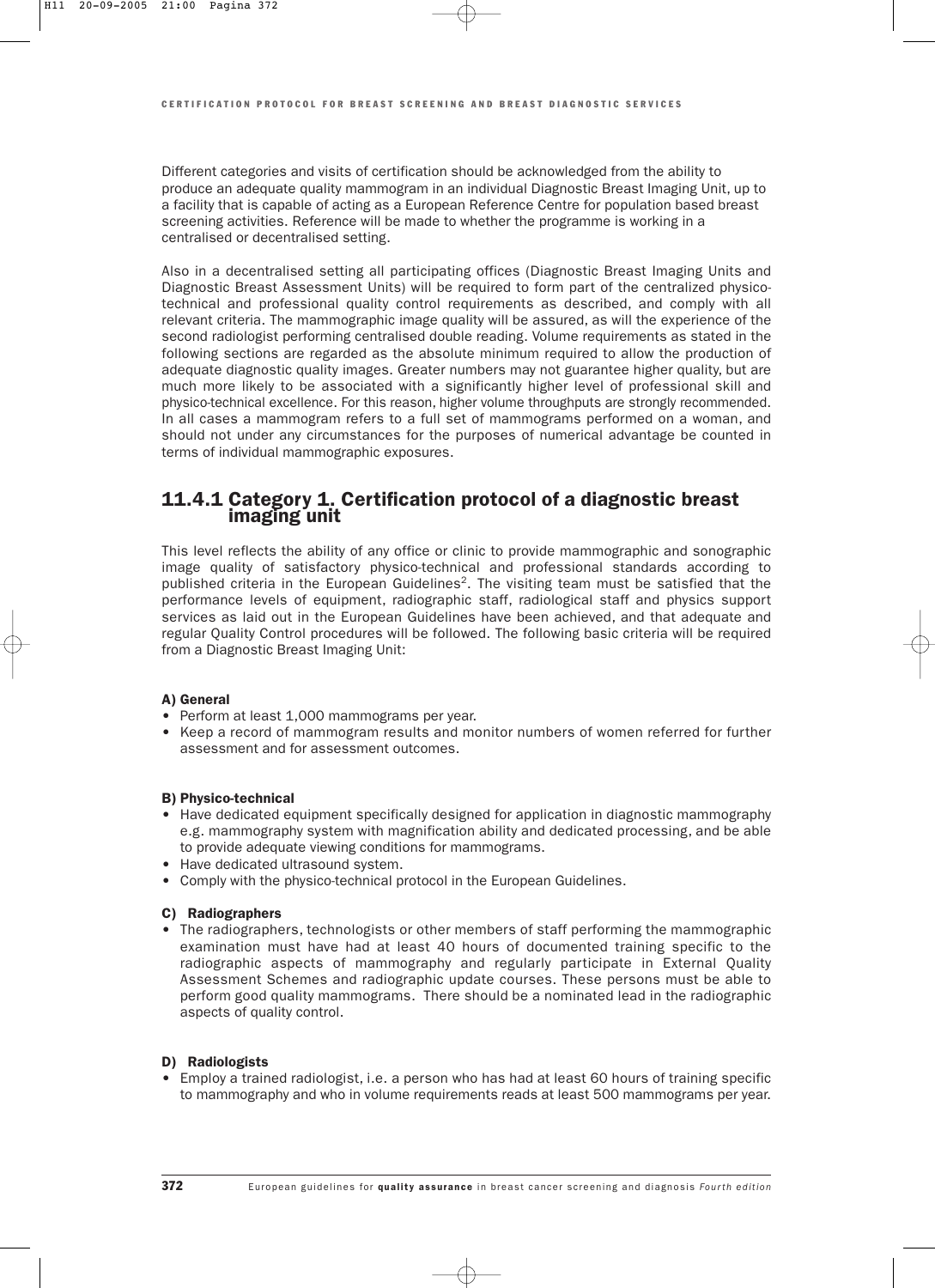Different categories and visits of certification should be acknowledged from the ability to produce an adequate quality mammogram in an individual Diagnostic Breast Imaging Unit, up to a facility that is capable of acting as a European Reference Centre for population based breast screening activities. Reference will be made to whether the programme is working in a centralised or decentralised setting.

Also in a decentralised setting all participating offices (Diagnostic Breast Imaging Units and Diagnostic Breast Assessment Units) will be required to form part of the centralized physico-technical and professional quality control requirements as described, and comply with all relevant criteria. The mammographic image quality will be assured, as will the experience of the second radiologist performing centralised double reading. Volume requirements as stated in the following sections are regarded as the absolute minimum required to allow the production of adequate diagnostic quality images. Greater numbers may not guarantee higher quality, but are much more likely to be associated with a significantly higher level of professional skill and physico-technical excellence. For this reason, higher volume throughputs are strongly recommended. In all cases a mammogram refers to a full set of mammograms performed on a woman, and should not under any circumstances for the purposes of numerical advantage be counted in terms of individual mammographic exposures.

## 11.4.1 Category 1. Certification protocol of a diagnostic breast imaging unit

This level reflects the ability of any office or clinic to provide mammographic and sonographic image quality of satisfactory physico-technical and professional standards according to published criteria in the European Guidelines[2]. The visiting team must be satisfied that the performance levels of equipment, radiographic staff, radiological staff and physics support services as laid out in the European Guidelines have been achieved, and that adequate and regular Quality Control procedures will be followed. The following basic criteria will be required from a Diagnostic Breast Imaging Unit:

**A) General**

- Perform at least 1,000 mammograms per year.
- Keep a record of mammogram results and monitor numbers of women referred for further assessment and for assessment outcomes.

**B) Physico-technical**

- Have dedicated equipment specifically designed for application in diagnostic mammography e.g. mammography system with magnification ability and dedicated processing, and be able to provide adequate viewing conditions for mammograms.
- Have dedicated ultrasound system.
- Comply with the physico-technical protocol in the European Guidelines.

**C) Radiographers**

- The radiographers, technologists or other members of staff performing the mammographic examination must have had at least 40 hours of documented training specific to the radiographic aspects of mammography and regularly participate in External Quality Assessment Schemes and radiographic update courses. These persons must be able to perform good quality mammograms. There should be a nominated lead in the radiographic aspects of quality control.

**D) Radiologists**

- Employ a trained radiologist, i.e. a person who has had at least 60 hours of training specific to mammography and who in volume requirements reads at least 500 mammograms per year.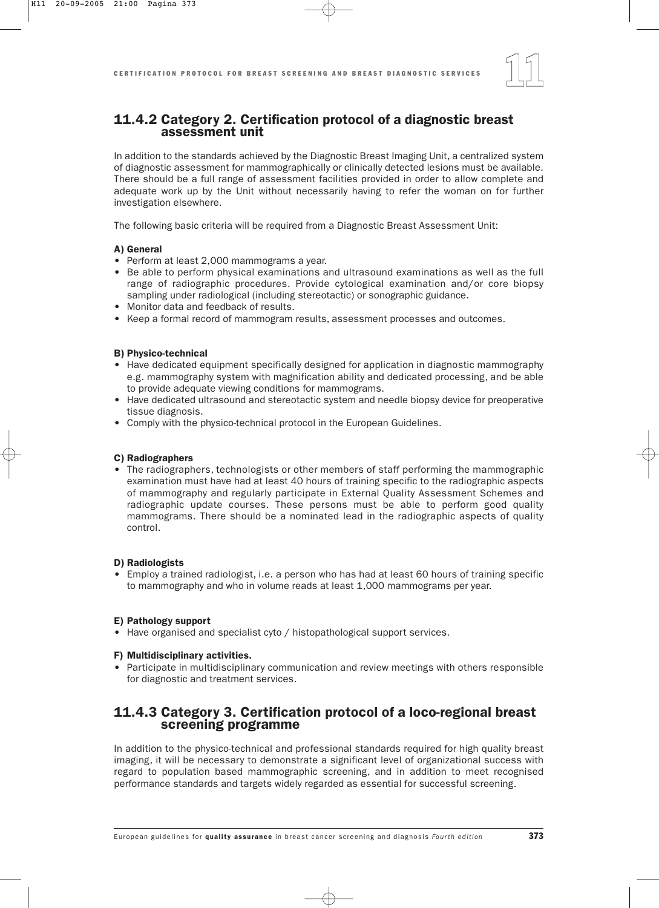## 11.4.2 Category 2. Certification protocol of a diagnostic breast assessment unit

In addition to the standards achieved by the Diagnostic Breast Imaging Unit, a centralized system of diagnostic assessment for mammographically or clinically detected lesions must be available. There should be a full range of assessment facilities provided in order to allow complete and adequate work up by the Unit without necessarily having to refer the woman on for further investigation elsewhere.

The following basic criteria will be required from a Diagnostic Breast Assessment Unit:

**A) General**

- Perform at least 2,000 mammograms a year.
- Be able to perform physical examinations and ultrasound examinations as well as the full range of radiographic procedures. Provide cytological examination and/or core biopsy sampling under radiological (including stereotactic) or sonographic guidance.
- Monitor data and feedback of results.
- Keep a formal record of mammogram results, assessment processes and outcomes.

**B) Physico-technical**

- Have dedicated equipment specifically designed for application in diagnostic mammography e.g. mammography system with magnification ability and dedicated processing, and be able to provide adequate viewing conditions for mammograms.
- Have dedicated ultrasound and stereotactic system and needle biopsy device for preoperative tissue diagnosis.
- Comply with the physico-technical protocol in the European Guidelines.

**C) Radiographers**

- The radiographers, technologists or other members of staff performing the mammographic examination must have had at least 40 hours of training specific to the radiographic aspects of mammography and regularly participate in External Quality Assessment Schemes and radiographic update courses. These persons must be able to perform good quality mammograms. There should be a nominated lead in the radiographic aspects of quality control.

**D) Radiologists**

- Employ a trained radiologist, i.e. a person who has had at least 60 hours of training specific to mammography and who in volume reads at least 1,000 mammograms per year.

**E) Pathology support**

- Have organised and specialist cyto / histopathological support services.

**F) Multidisciplinary activities.**

- Participate in multidisciplinary communication and review meetings with others responsible for diagnostic and treatment services.

## 11.4.3 Category 3. Certification protocol of a loco-regional breast screening programme

In addition to the physico-technical and professional standards required for high quality breast imaging, it will be necessary to demonstrate a significant level of organizational success with regard to population based mammographic screening, and in addition to meet recognised performance standards and targets widely regarded as essential for successful screening.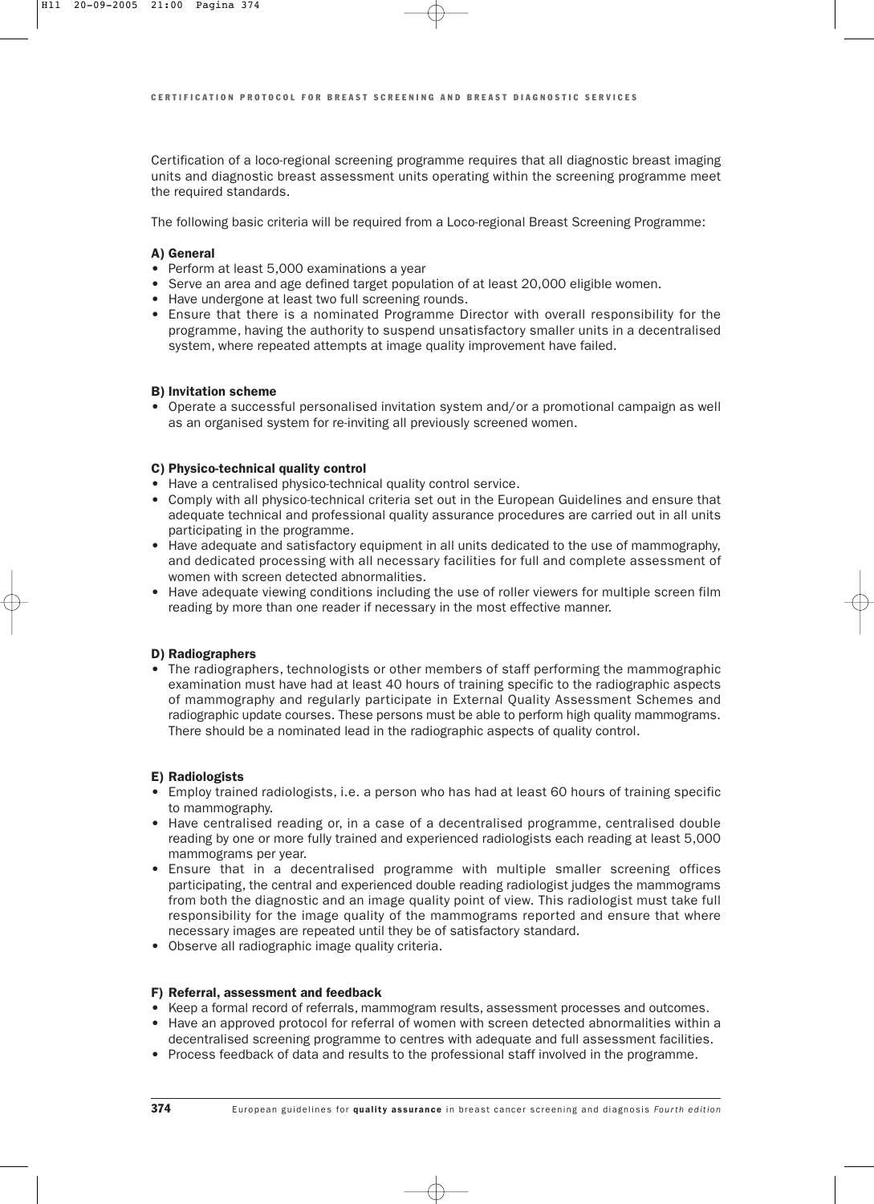Certification of a loco-regional screening programme requires that all diagnostic breast imaging units and diagnostic breast assessment units operating within the screening programme meet the required standards.

The following basic criteria will be required from a Loco-regional Breast Screening Programme:

**A) General**

- Perform at least 5,000 examinations a year
- Serve an area and age defined target population of at least 20,000 eligible women.
- Have undergone at least two full screening rounds.
- Ensure that there is a nominated Programme Director with overall responsibility for the programme, having the authority to suspend unsatisfactory smaller units in a decentralised system, where repeated attempts at image quality improvement have failed.

**B) Invitation scheme**

- Operate a successful personalised invitation system and/or a promotional campaign as well as an organised system for re-inviting all previously screened women.

**C) Physico-technical quality control**

- Have a centralised physico-technical quality control service.
- Comply with all physico-technical criteria set out in the European Guidelines and ensure that adequate technical and professional quality assurance procedures are carried out in all units participating in the programme.
- Have adequate and satisfactory equipment in all units dedicated to the use of mammography, and dedicated processing with all necessary facilities for full and complete assessment of women with screen detected abnormalities.
- Have adequate viewing conditions including the use of roller viewers for multiple screen film reading by more than one reader if necessary in the most effective manner.

**D) Radiographers**

- The radiographers, technologists or other members of staff performing the mammographic examination must have had at least 40 hours of training specific to the radiographic aspects of mammography and regularly participate in External Quality Assessment Schemes and radiographic update courses. These persons must be able to perform high quality mammograms. There should be a nominated lead in the radiographic aspects of quality control.

**E) Radiologists**

- Employ trained radiologists, i.e. a person who has had at least 60 hours of training specific to mammography.
- Have centralised reading or, in a case of a decentralised programme, centralised double reading by one or more fully trained and experienced radiologists each reading at least 5,000 mammograms per year.
- Ensure that in a decentralised programme with multiple smaller screening offices participating, the central and experienced double reading radiologist judges the mammograms from both the diagnostic and an image quality point of view. This radiologist must take full responsibility for the image quality of the mammograms reported and ensure that where necessary images are repeated until they be of satisfactory standard.
- Observe all radiographic image quality criteria.

**F) Referral, assessment and feedback**

- Keep a formal record of referrals, mammogram results, assessment processes and outcomes.
- Have an approved protocol for referral of women with screen detected abnormalities within a decentralised screening programme to centres with adequate and full assessment facilities.
- Process feedback of data and results to the professional staff involved in the programme.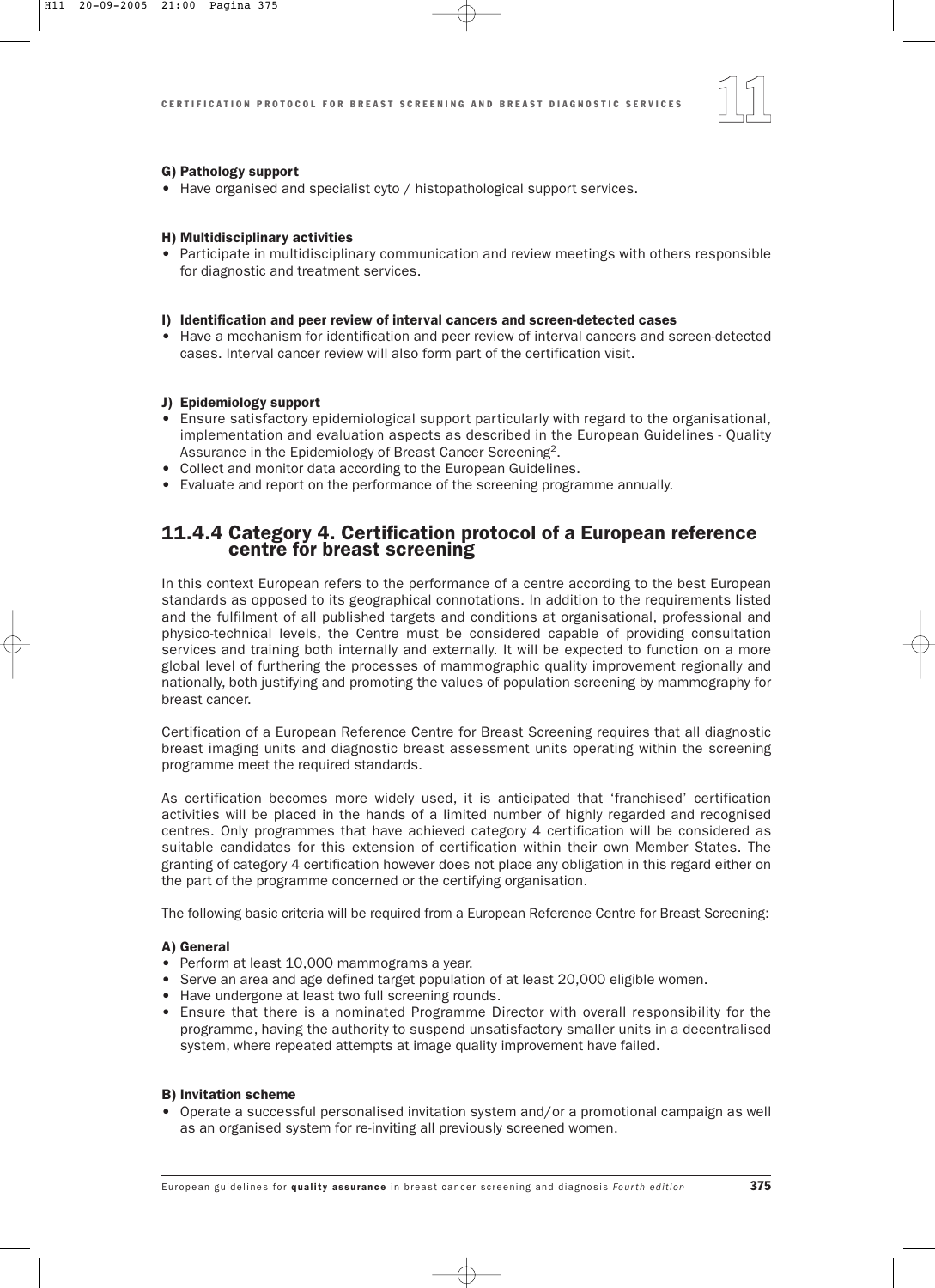**G) Pathology support**

- Have organised and specialist cyto / histopathological support services.

**H) Multidisciplinary activities**

- Participate in multidisciplinary communication and review meetings with others responsible for diagnostic and treatment services.

**I) Identification and peer review of interval cancers and screen-detected cases**

- Have a mechanism for identification and peer review of interval cancers and screen-detected cases. Interval cancer review will also form part of the certification visit.

**J) Epidemiology support**

- Ensure satisfactory epidemiological support particularly with regard to the organisational, implementation and evaluation aspects as described in the European Guidelines - Quality Assurance in the Epidemiology of Breast Cancer Screening[2].
- Collect and monitor data according to the European Guidelines.
- Evaluate and report on the performance of the screening programme annually.

## 11.4.4 Category 4. Certification protocol of a European reference centre for breast screening

In this context European refers to the performance of a centre according to the best European standards as opposed to its geographical connotations. In addition to the requirements listed and the fulfilment of all published targets and conditions at organisational, professional and physico-technical levels, the Centre must be considered capable of providing consultation services and training both internally and externally. It will be expected to function on a more global level of furthering the processes of mammographic quality improvement regionally and nationally, both justifying and promoting the values of population screening by mammography for breast cancer.

Certification of a European Reference Centre for Breast Screening requires that all diagnostic breast imaging units and diagnostic breast assessment units operating within the screening programme meet the required standards.

As certification becomes more widely used, it is anticipated that 'franchised' certification activities will be placed in the hands of a limited number of highly regarded and recognised centres. Only programmes that have achieved category 4 certification will be considered as suitable candidates for this extension of certification within their own Member States. The granting of category 4 certification however does not place any obligation in this regard either on the part of the programme concerned or the certifying organisation.

The following basic criteria will be required from a European Reference Centre for Breast Screening:

**A) General**

- Perform at least 10,000 mammograms a year.
- Serve an area and age defined target population of at least 20,000 eligible women.
- Have undergone at least two full screening rounds.
- Ensure that there is a nominated Programme Director with overall responsibility for the programme, having the authority to suspend unsatisfactory smaller units in a decentralised system, where repeated attempts at image quality improvement have failed.

**B) Invitation scheme**

- Operate a successful personalised invitation system and/or a promotional campaign as well as an organised system for re-inviting all previously screened women.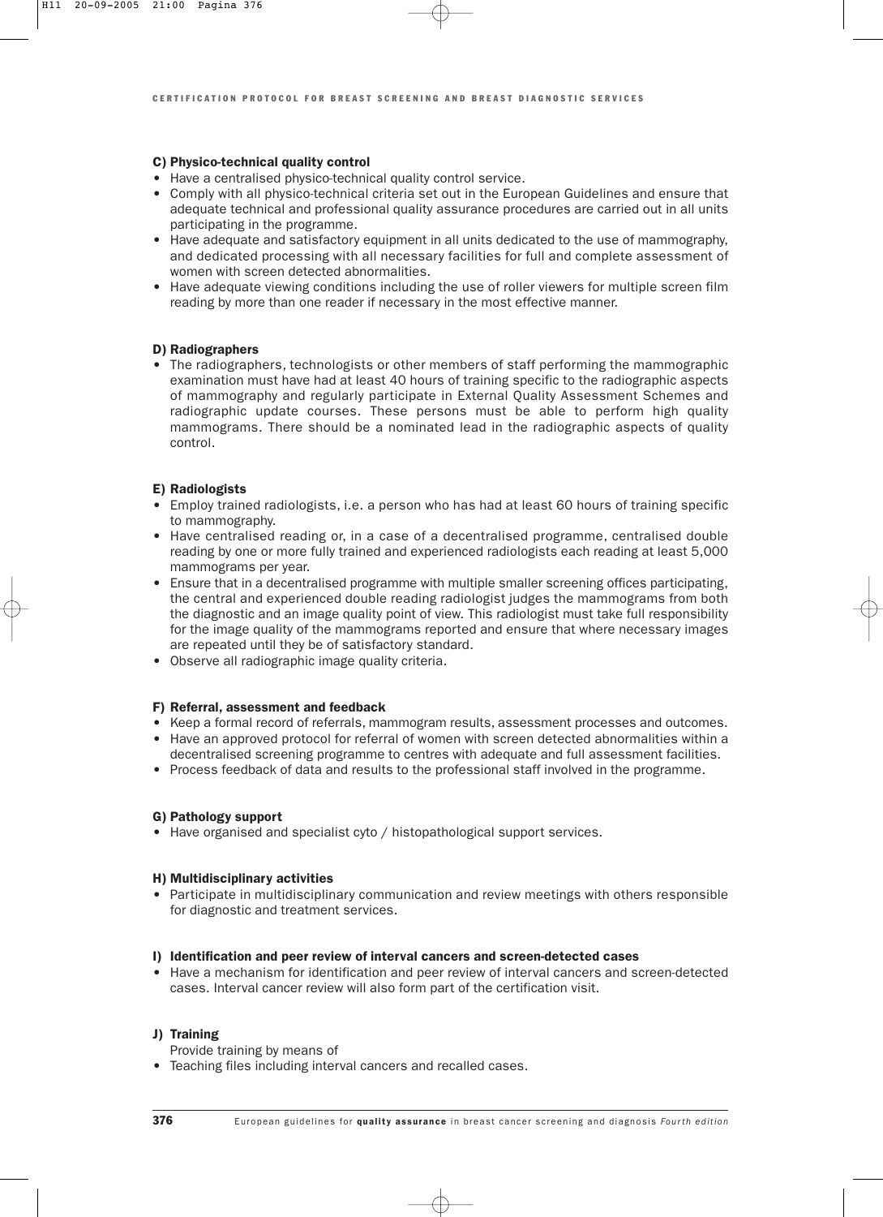#### C) Physico-technical quality control

- Have a centralised physico-technical quality control service.
- Comply with all physico-technical criteria set out in the European Guidelines and ensure that adequate technical and professional quality assurance procedures are carried out in all units participating in the programme.
- Have adequate and satisfactory equipment in all units dedicated to the use of mammography, and dedicated processing with all necessary facilities for full and complete assessment of women with screen detected abnormalities.
- Have adequate viewing conditions including the use of roller viewers for multiple screen film reading by more than one reader if necessary in the most effective manner.

#### D) Radiographers

- The radiographers, technologists or other members of staff performing the mammographic examination must have had at least 40 hours of training specific to the radiographic aspects of mammography and regularly participate in External Quality Assessment Schemes and radiographic update courses. These persons must be able to perform high quality mammograms. There should be a nominated lead in the radiographic aspects of quality control.

#### E) Radiologists

- Employ trained radiologists, i.e. a person who has had at least 60 hours of training specific to mammography.
- Have centralised reading or, in a case of a decentralised programme, centralised double reading by one or more fully trained and experienced radiologists each reading at least 5,000 mammograms per year.
- Ensure that in a decentralised programme with multiple smaller screening offices participating, the central and experienced double reading radiologist judges the mammograms from both the diagnostic and an image quality point of view. This radiologist must take full responsibility for the image quality of the mammograms reported and ensure that where necessary images are repeated until they be of satisfactory standard.
- Observe all radiographic image quality criteria.

#### F) Referral, assessment and feedback

- Keep a formal record of referrals, mammogram results, assessment processes and outcomes.
- Have an approved protocol for referral of women with screen detected abnormalities within a decentralised screening programme to centres with adequate and full assessment facilities.
- Process feedback of data and results to the professional staff involved in the programme.

#### G) Pathology support

- Have organised and specialist cyto / histopathological support services.

#### H) Multidisciplinary activities

- Participate in multidisciplinary communication and review meetings with others responsible for diagnostic and treatment services.

#### I) Identification and peer review of interval cancers and screen-detected cases

- Have a mechanism for identification and peer review of interval cancers and screen-detected cases. Interval cancer review will also form part of the certification visit.

#### J) Training

Provide training by means of

- Teaching files including interval cancers and recalled cases.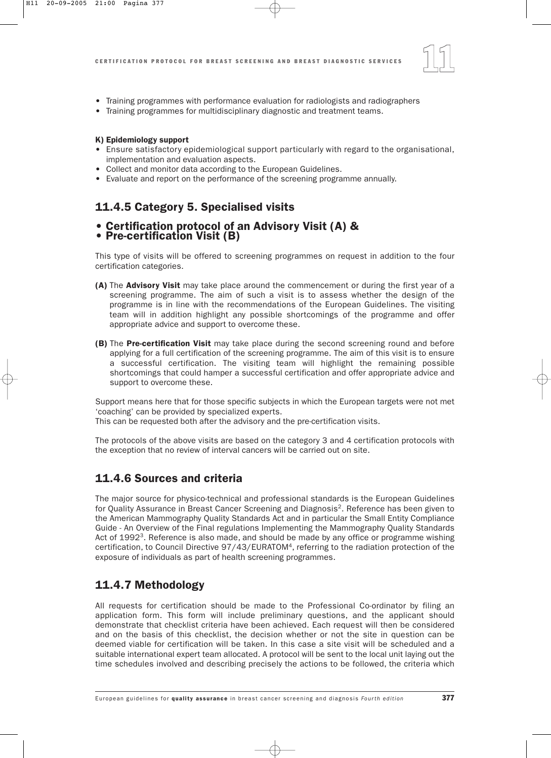- Training programmes with performance evaluation for radiologists and radiographers
- Training programmes for multidisciplinary diagnostic and treatment teams.

**K) Epidemiology support**

- Ensure satisfactory epidemiological support particularly with regard to the organisational, implementation and evaluation aspects.
- Collect and monitor data according to the European Guidelines.
- Evaluate and report on the performance of the screening programme annually.

## 11.4.5 Category 5. Specialised visits

### • Certification protocol of an Advisory Visit (A) &
### • Pre-certification Visit (B)

This type of visits will be offered to screening programmes on request in addition to the four certification categories.

**(A)** The **Advisory Visit** may take place around the commencement or during the first year of a screening programme. The aim of such a visit is to assess whether the design of the programme is in line with the recommendations of the European Guidelines. The visiting team will in addition highlight any possible shortcomings of the programme and offer appropriate advice and support to overcome these.

**(B)** The **Pre-certification Visit** may take place during the second screening round and before applying for a full certification of the screening programme. The aim of this visit is to ensure a successful certification. The visiting team will highlight the remaining possible shortcomings that could hamper a successful certification and offer appropriate advice and support to overcome these.

Support means here that for those specific subjects in which the European targets were not met 'coaching' can be provided by specialized experts.
This can be requested both after the advisory and the pre-certification visits.

The protocols of the above visits are based on the category 3 and 4 certification protocols with the exception that no review of interval cancers will be carried out on site.

## 11.4.6 Sources and criteria

The major source for physico-technical and professional standards is the European Guidelines for Quality Assurance in Breast Cancer Screening and Diagnosis[2]. Reference has been given to the American Mammography Quality Standards Act and in particular the Small Entity Compliance Guide - An Overview of the Final regulations Implementing the Mammography Quality Standards Act of 1992[3]. Reference is also made, and should be made by any office or programme wishing certification, to Council Directive 97/43/EURATOM[4], referring to the radiation protection of the exposure of individuals as part of health screening programmes.

## 11.4.7 Methodology

All requests for certification should be made to the Professional Co-ordinator by filing an application form. This form will include preliminary questions, and the applicant should demonstrate that checklist criteria have been achieved. Each request will then be considered and on the basis of this checklist, the decision whether or not the site in question can be deemed viable for certification will be taken. In this case a site visit will be scheduled and a suitable international expert team allocated. A protocol will be sent to the local unit laying out the time schedules involved and describing precisely the actions to be followed, the criteria which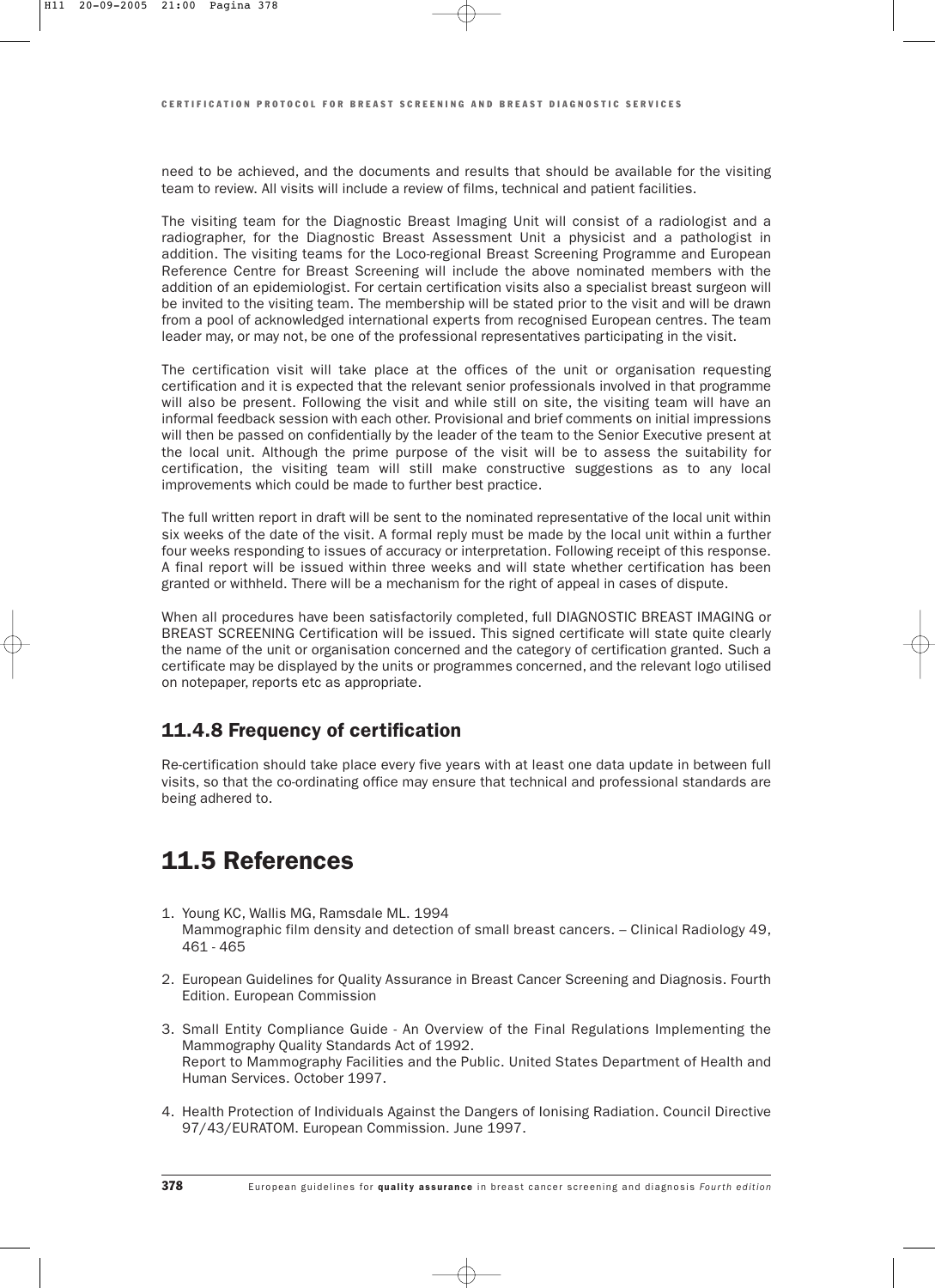need to be achieved, and the documents and results that should be available for the visiting team to review. All visits will include a review of films, technical and patient facilities.

The visiting team for the Diagnostic Breast Imaging Unit will consist of a radiologist and a radiographer, for the Diagnostic Breast Assessment Unit a physicist and a pathologist in addition. The visiting teams for the Loco-regional Breast Screening Programme and European Reference Centre for Breast Screening will include the above nominated members with the addition of an epidemiologist. For certain certification visits also a specialist breast surgeon will be invited to the visiting team. The membership will be stated prior to the visit and will be drawn from a pool of acknowledged international experts from recognised European centres. The team leader may, or may not, be one of the professional representatives participating in the visit.

The certification visit will take place at the offices of the unit or organisation requesting certification and it is expected that the relevant senior professionals involved in that programme will also be present. Following the visit and while still on site, the visiting team will have an informal feedback session with each other. Provisional and brief comments on initial impressions will then be passed on confidentially by the leader of the team to the Senior Executive present at the local unit. Although the prime purpose of the visit will be to assess the suitability for certification, the visiting team will still make constructive suggestions as to any local improvements which could be made to further best practice.

The full written report in draft will be sent to the nominated representative of the local unit within six weeks of the date of the visit. A formal reply must be made by the local unit within a further four weeks responding to issues of accuracy or interpretation. Following receipt of this response. A final report will be issued within three weeks and will state whether certification has been granted or withheld. There will be a mechanism for the right of appeal in cases of dispute.

When all procedures have been satisfactorily completed, full DIAGNOSTIC BREAST IMAGING or BREAST SCREENING Certification will be issued. This signed certificate will state quite clearly the name of the unit or organisation concerned and the category of certification granted. Such a certificate may be displayed by the units or programmes concerned, and the relevant logo utilised on notepaper, reports etc as appropriate.

### 11.4.8 Frequency of certification

Re-certification should take place every five years with at least one data update in between full visits, so that the co-ordinating office may ensure that technical and professional standards are being adhered to.

## 11.5 References

1. Young KC, Wallis MG, Ramsdale ML. 1994
   Mammographic film density and detection of small breast cancers. – Clinical Radiology 49, 461 - 465

2. European Guidelines for Quality Assurance in Breast Cancer Screening and Diagnosis. Fourth Edition. European Commission

3. Small Entity Compliance Guide - An Overview of the Final Regulations Implementing the Mammography Quality Standards Act of 1992.
   Report to Mammography Facilities and the Public. United States Department of Health and Human Services. October 1997.

4. Health Protection of Individuals Against the Dangers of Ionising Radiation. Council Directive 97/43/EURATOM. European Commission. June 1997.